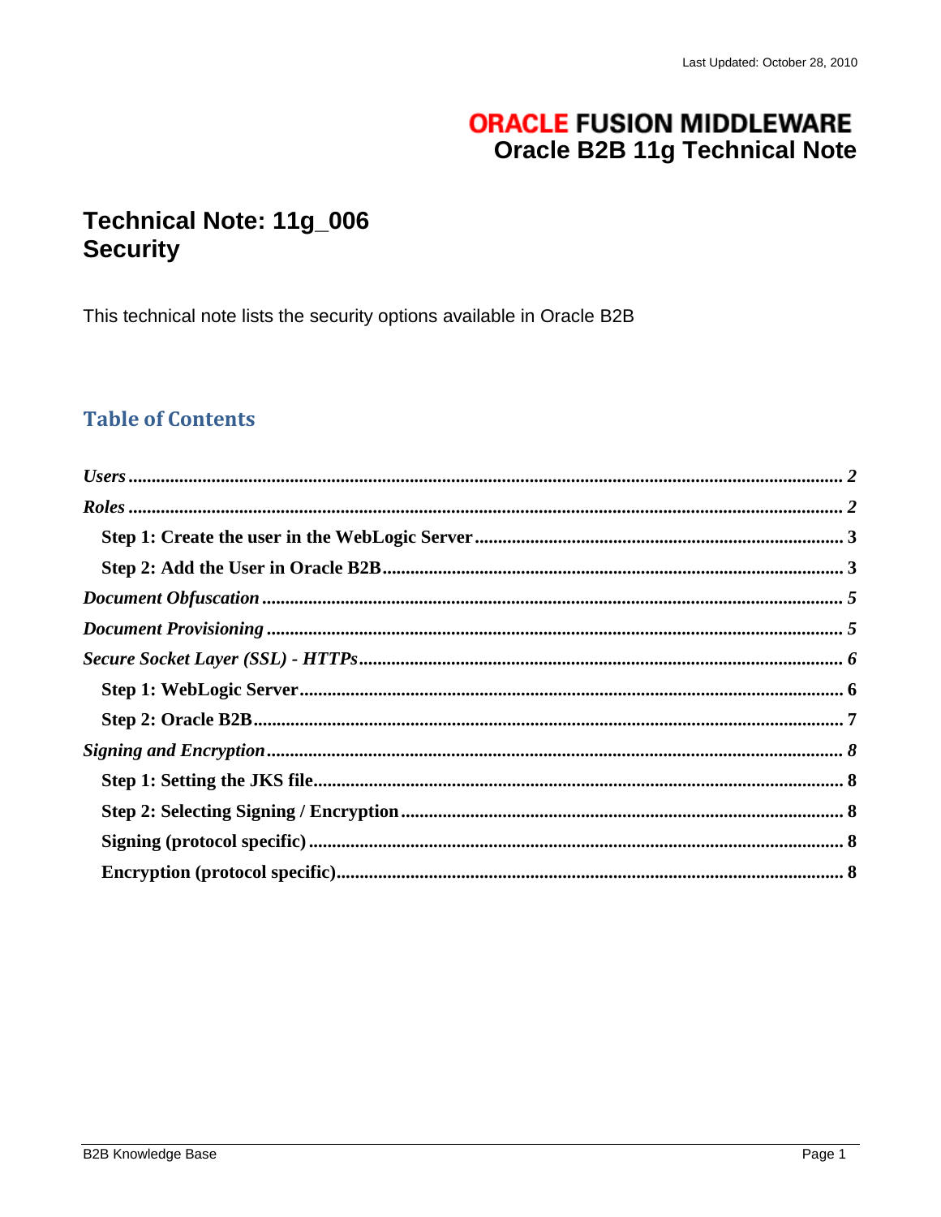Last Updated: October 28, 2010

**ORACLE FUSION MIDDLEWARE**
**Oracle B2B 11g Technical Note**

# Technical Note: 11g_006
# Security

This technical note lists the security options available in Oracle B2B

## Table of Contents

*Users* ..... 2
*Roles* ..... 2
- Step 1: Create the user in the WebLogic Server ..... 3
- Step 2: Add the User in Oracle B2B ..... 3

*Document Obfuscation* ..... 5
*Document Provisioning* ..... 5
*Secure Socket Layer (SSL) - HTTPs* ..... 6
- Step 1: WebLogic Server ..... 6
- Step 2: Oracle B2B ..... 7

*Signing and Encryption* ..... 8
- Step 1: Setting the JKS file ..... 8
- Step 2: Selecting Signing / Encryption ..... 8
- Signing (protocol specific) ..... 8
- Encryption (protocol specific) ..... 8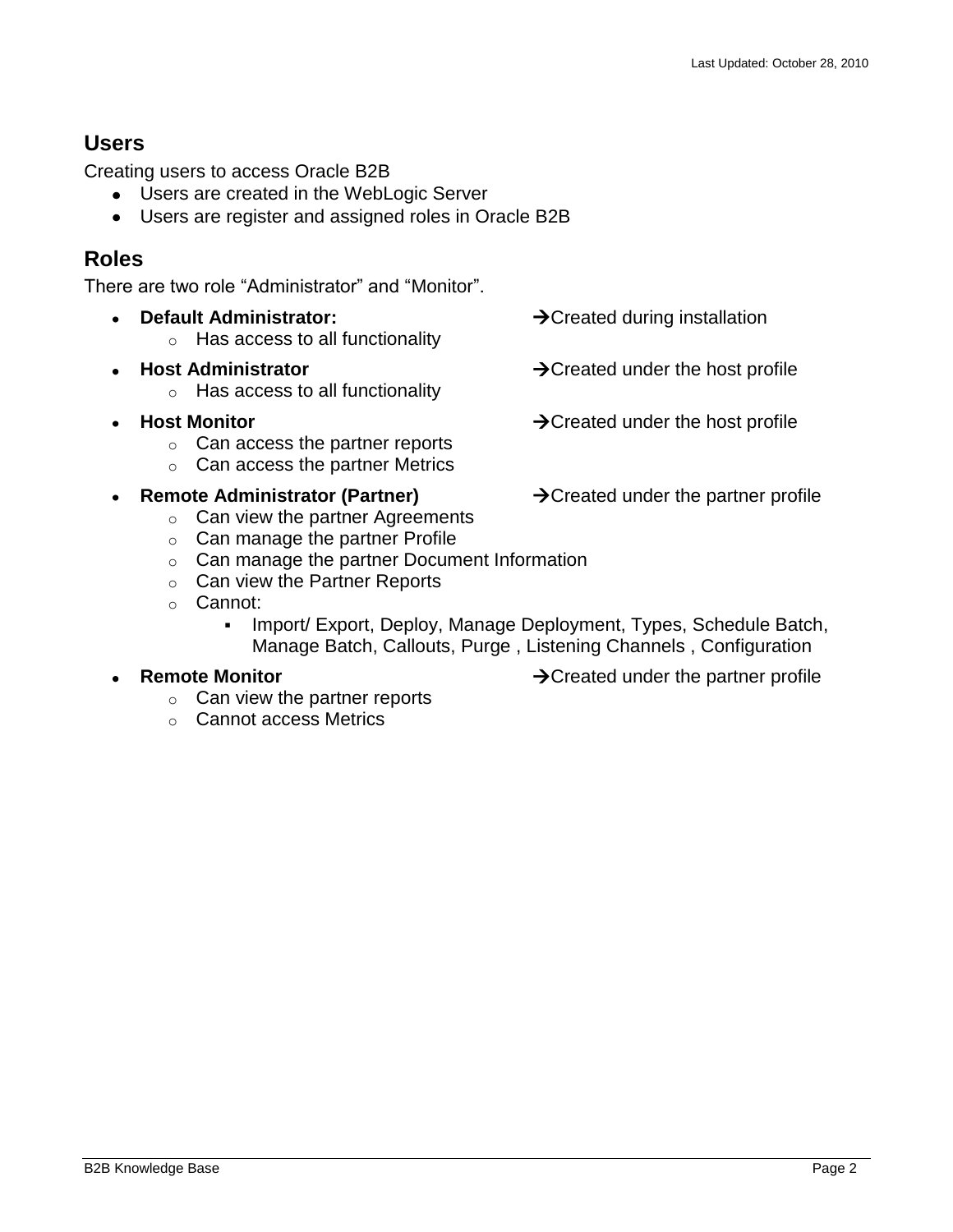## Users

Creating users to access Oracle B2B

- Users are created in the WebLogic Server
- Users are register and assigned roles in Oracle B2B

## Roles

There are two role "Administrator" and "Monitor".

- **Default Administrator:** →Created during installation
  - Has access to all functionality
- **Host Administrator** →Created under the host profile
  - Has access to all functionality
- **Host Monitor** →Created under the host profile
  - Can access the partner reports
  - Can access the partner Metrics
- **Remote Administrator (Partner)** →Created under the partner profile
  - Can view the partner Agreements
  - Can manage the partner Profile
  - Can manage the partner Document Information
  - Can view the Partner Reports
  - Cannot:
    - Import/ Export, Deploy, Manage Deployment, Types, Schedule Batch, Manage Batch, Callouts, Purge , Listening Channels , Configuration
- **Remote Monitor** →Created under the partner profile
  - Can view the partner reports
  - Cannot access Metrics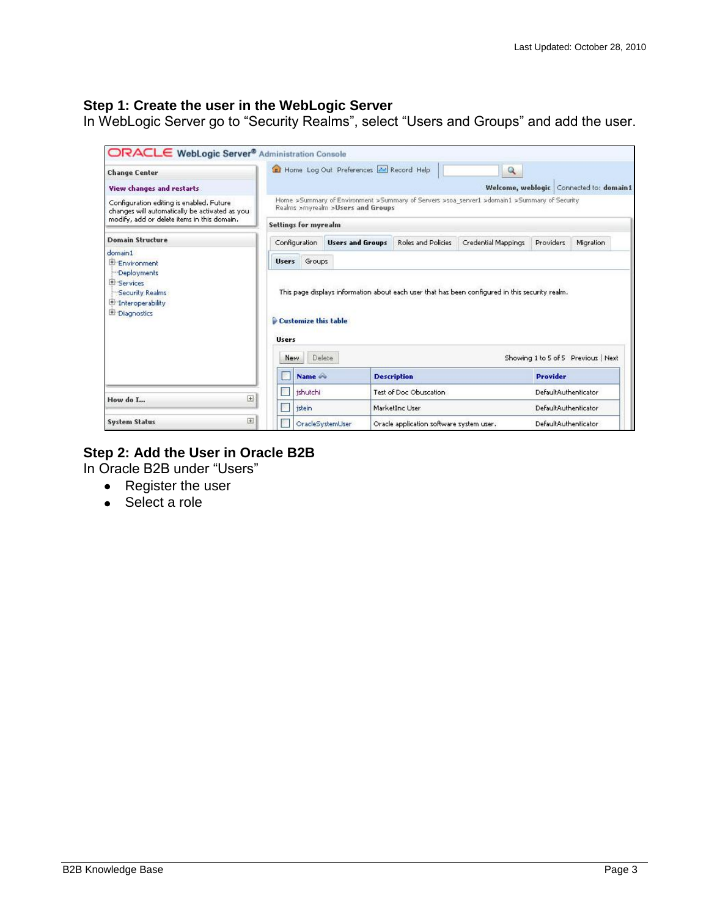### Step 1: Create the user in the WebLogic Server

In WebLogic Server go to “Security Realms”, select “Users and Groups” and add the user.

### Step 2: Add the User in Oracle B2B

In Oracle B2B under “Users”

- Register the user
- Select a role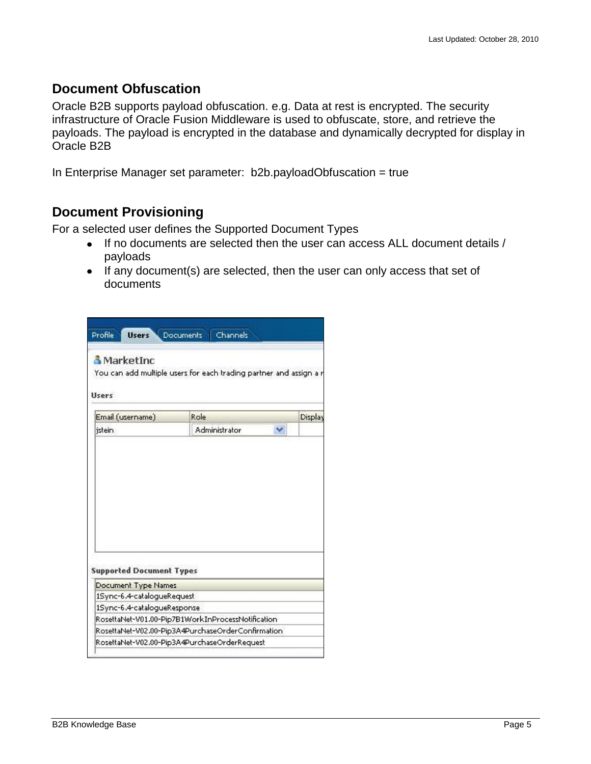## Document Obfuscation

Oracle B2B supports payload obfuscation. e.g. Data at rest is encrypted. The security infrastructure of Oracle Fusion Middleware is used to obfuscate, store, and retrieve the payloads. The payload is encrypted in the database and dynamically decrypted for display in Oracle B2B

In Enterprise Manager set parameter: b2b.payloadObfuscation = true

## Document Provisioning

For a selected user defines the Supported Document Types

- If no documents are selected then the user can access ALL document details / payloads
- If any document(s) are selected, then the user can only access that set of documents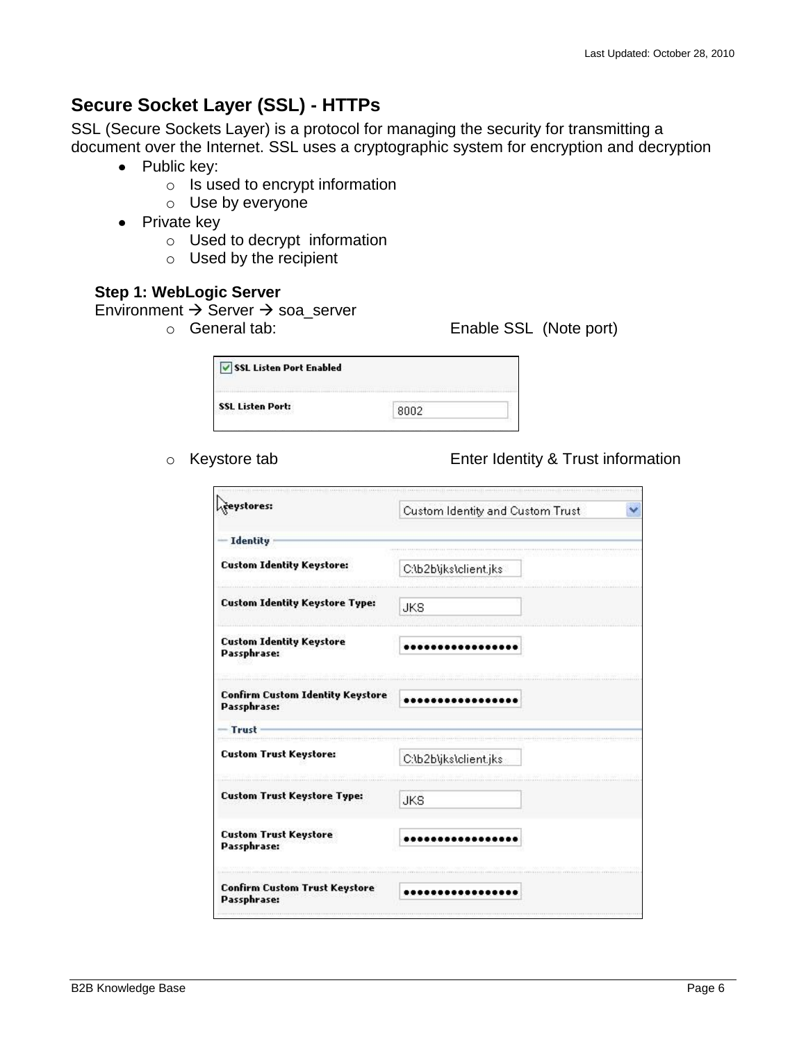## Secure Socket Layer (SSL) - HTTPs

SSL (Secure Sockets Layer) is a protocol for managing the security for transmitting a document over the Internet. SSL uses a cryptographic system for encryption and decryption

- Public key:
  - Is used to encrypt information
  - Use by everyone
- Private key
  - Used to decrypt information
  - Used by the recipient

**Step 1: WebLogic Server**

Environment → Server → soa_server

- General tab: Enable SSL (Note port)

| SSL Listen Port Enabled | |
|---|---|
| SSL Listen Port: | 8002 |

- Keystore tab Enter Identity & Trust information

| Keystores: | Custom Identity and Custom Trust |
|---|---|
| **Identity** | |
| Custom Identity Keystore: | C:\b2b\jks\client.jks |
| Custom Identity Keystore Type: | JKS |
| Custom Identity Keystore Passphrase: | ••••••••••••••••• |
| Confirm Custom Identity Keystore Passphrase: | ••••••••••••••••• |
| **Trust** | |
| Custom Trust Keystore: | C:\b2b\jks\client.jks |
| Custom Trust Keystore Type: | JKS |
| Custom Trust Keystore Passphrase: | ••••••••••••••••• |
| Confirm Custom Trust Keystore Passphrase: | ••••••••••••••••• |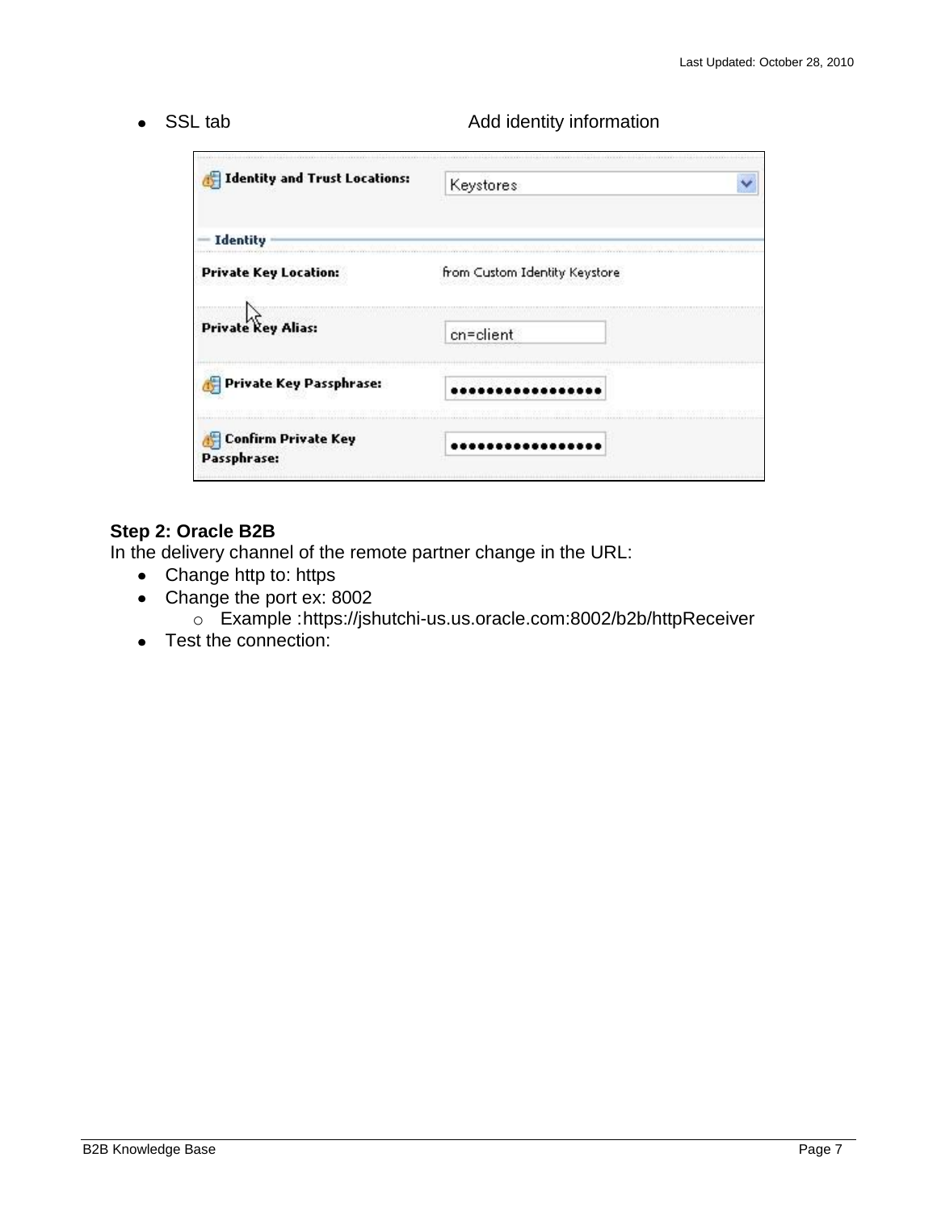- SSL tab                                                  Add identity information

**Step 2: Oracle B2B**

In the delivery channel of the remote partner change in the URL:

- Change http to: https
- Change the port ex: 8002
  - Example :https://jshutchi-us.us.oracle.com:8002/b2b/httpReceiver
- Test the connection: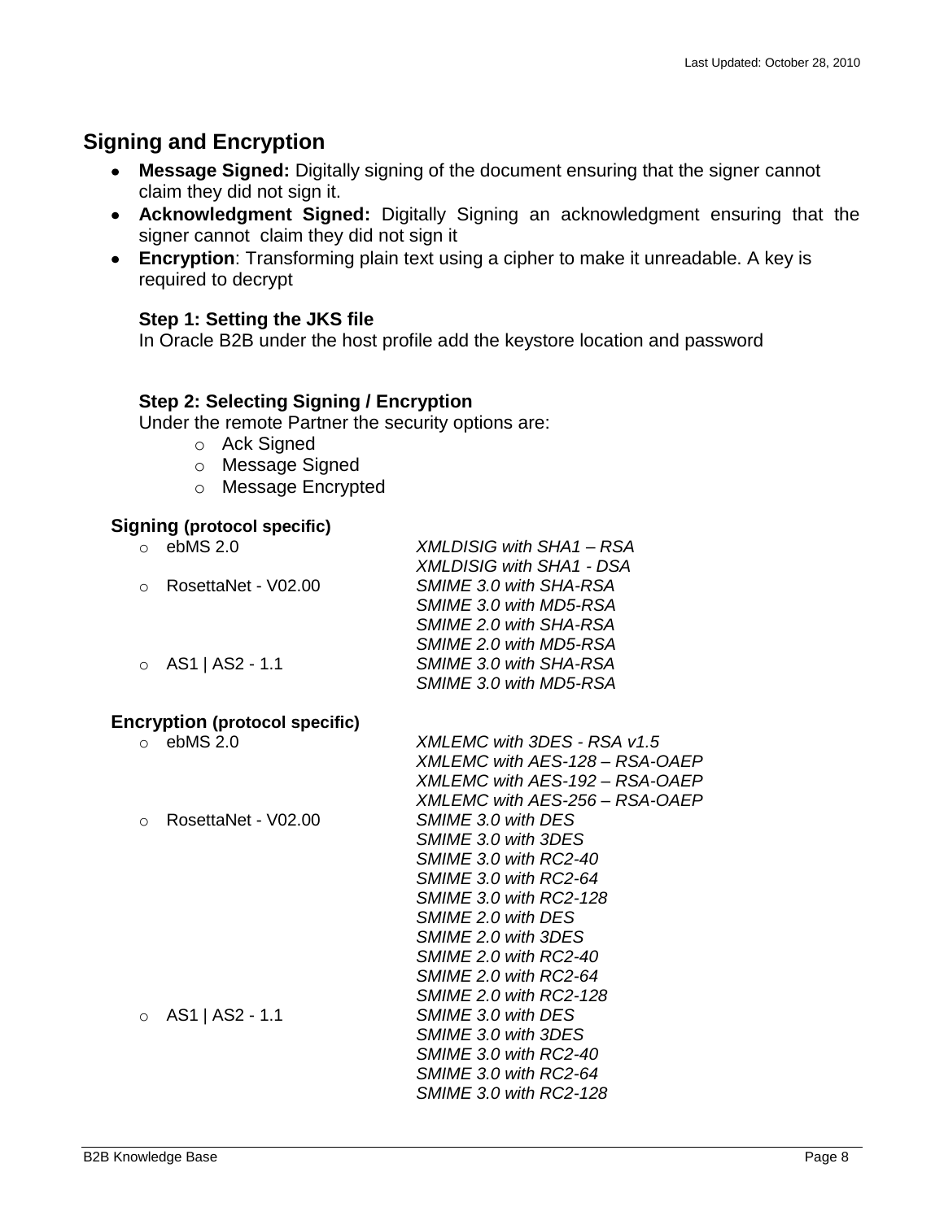## Signing and Encryption

- **Message Signed:** Digitally signing of the document ensuring that the signer cannot claim they did not sign it.
- **Acknowledgment Signed:** Digitally Signing an acknowledgment ensuring that the signer cannot claim they did not sign it
- **Encryption**: Transforming plain text using a cipher to make it unreadable. A key is required to decrypt

**Step 1: Setting the JKS file**
In Oracle B2B under the host profile add the keystore location and password

**Step 2: Selecting Signing / Encryption**
Under the remote Partner the security options are:

- Ack Signed
- Message Signed
- Message Encrypted

**Signing (protocol specific)**

| | |
|---|---|
| ebMS 2.0 | *XMLDISIG with SHA1 – RSA*<br>*XMLDISIG with SHA1 - DSA* |
| RosettaNet - V02.00 | *SMIME 3.0 with SHA-RSA*<br>*SMIME 3.0 with MD5-RSA*<br>*SMIME 2.0 with SHA-RSA*<br>*SMIME 2.0 with MD5-RSA* |
| AS1 \| AS2 - 1.1 | *SMIME 3.0 with SHA-RSA*<br>*SMIME 3.0 with MD5-RSA* |

**Encryption (protocol specific)**

| | |
|---|---|
| ebMS 2.0 | *XMLEMC with 3DES - RSA v1.5*<br>*XMLEMC with AES-128 – RSA-OAEP*<br>*XMLEMC with AES-192 – RSA-OAEP*<br>*XMLEMC with AES-256 – RSA-OAEP* |
| RosettaNet - V02.00 | *SMIME 3.0 with DES*<br>*SMIME 3.0 with 3DES*<br>*SMIME 3.0 with RC2-40*<br>*SMIME 3.0 with RC2-64*<br>*SMIME 3.0 with RC2-128*<br>*SMIME 2.0 with DES*<br>*SMIME 2.0 with 3DES*<br>*SMIME 2.0 with RC2-40*<br>*SMIME 2.0 with RC2-64*<br>*SMIME 2.0 with RC2-128* |
| AS1 \| AS2 - 1.1 | *SMIME 3.0 with DES*<br>*SMIME 3.0 with 3DES*<br>*SMIME 3.0 with RC2-40*<br>*SMIME 3.0 with RC2-64*<br>*SMIME 3.0 with RC2-128* |